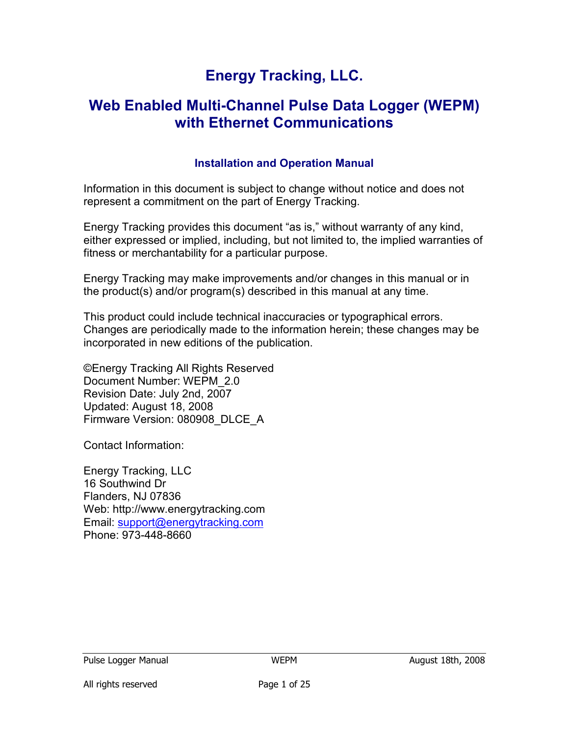# Energy Tracking, LLC.

# Web Enabled Multi-Channel Pulse Data Logger (WEPM) with Ethernet Communications

### Installation and Operation Manual

Information in this document is subject to change without notice and does not represent a commitment on the part of Energy Tracking.

Energy Tracking provides this document "as is," without warranty of any kind, either expressed or implied, including, but not limited to, the implied warranties of fitness or merchantability for a particular purpose.

Energy Tracking may make improvements and/or changes in this manual or in the product(s) and/or program(s) described in this manual at any time.

This product could include technical inaccuracies or typographical errors. Changes are periodically made to the information herein; these changes may be incorporated in new editions of the publication.

©Energy Tracking All Rights Reserved
Document Number: WEPM_2.0
Revision Date: July 2nd, 2007
Updated: August 18, 2008
Firmware Version: 080908_DLCE_A

Contact Information:

Energy Tracking, LLC
16 Southwind Dr
Flanders, NJ 07836
Web: http://www.energytracking.com
Email: support@energytracking.com
Phone: 973-448-8660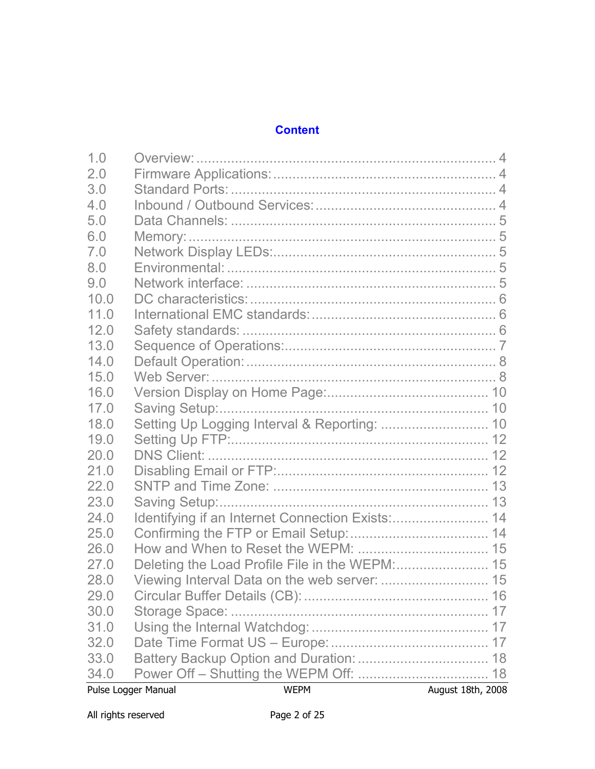# Content

| | | |
|---|---|---|
| 1.0 | Overview: | 4 |
| 2.0 | Firmware Applications: | 4 |
| 3.0 | Standard Ports: | 4 |
| 4.0 | Inbound / Outbound Services: | 4 |
| 5.0 | Data Channels: | 5 |
| 6.0 | Memory: | 5 |
| 7.0 | Network Display LEDs: | 5 |
| 8.0 | Environmental: | 5 |
| 9.0 | Network interface: | 5 |
| 10.0 | DC characteristics: | 6 |
| 11.0 | International EMC standards: | 6 |
| 12.0 | Safety standards: | 6 |
| 13.0 | Sequence of Operations: | 7 |
| 14.0 | Default Operation: | 8 |
| 15.0 | Web Server: | 8 |
| 16.0 | Version Display on Home Page: | 10 |
| 17.0 | Saving Setup: | 10 |
| 18.0 | Setting Up Logging Interval & Reporting: | 10 |
| 19.0 | Setting Up FTP: | 12 |
| 20.0 | DNS Client: | 12 |
| 21.0 | Disabling Email or FTP: | 12 |
| 22.0 | SNTP and Time Zone: | 13 |
| 23.0 | Saving Setup: | 13 |
| 24.0 | Identifying if an Internet Connection Exists: | 14 |
| 25.0 | Confirming the FTP or Email Setup: | 14 |
| 26.0 | How and When to Reset the WEPM: | 15 |
| 27.0 | Deleting the Load Profile File in the WEPM: | 15 |
| 28.0 | Viewing Interval Data on the web server: | 15 |
| 29.0 | Circular Buffer Details (CB): | 16 |
| 30.0 | Storage Space: | 17 |
| 31.0 | Using the Internal Watchdog: | 17 |
| 32.0 | Date Time Format US – Europe: | 17 |
| 33.0 | Battery Backup Option and Duration: | 18 |
| 34.0 | Power Off – Shutting the WEPM Off: | 18 |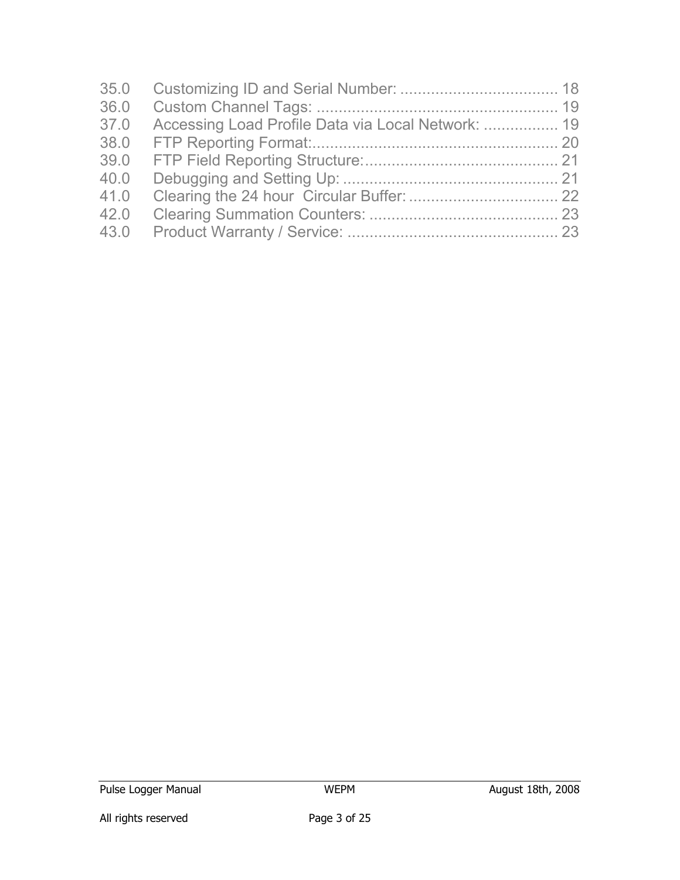35.0 Customizing ID and Serial Number: .................................... 18
36.0 Custom Channel Tags: ....................................................... 19
37.0 Accessing Load Profile Data via Local Network: ................. 19
38.0 FTP Reporting Format:........................................................ 20
39.0 FTP Field Reporting Structure:............................................ 21
40.0 Debugging and Setting Up: ................................................. 21
41.0 Clearing the 24 hour Circular Buffer: .................................. 22
42.0 Clearing Summation Counters: ........................................... 23
43.0 Product Warranty / Service: ................................................ 23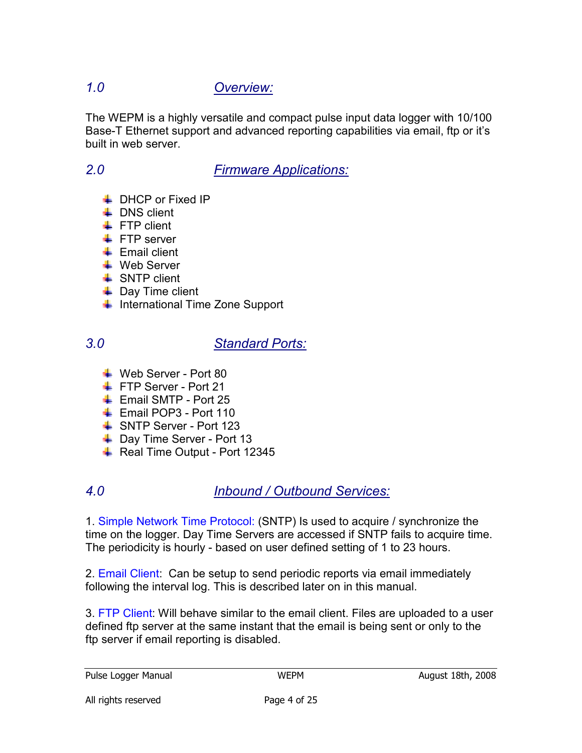## 1.0 Overview:

The WEPM is a highly versatile and compact pulse input data logger with 10/100 Base-T Ethernet support and advanced reporting capabilities via email, ftp or it's built in web server.

## 2.0 Firmware Applications:

- DHCP or Fixed IP
- DNS client
- FTP client
- FTP server
- Email client
- Web Server
- SNTP client
- Day Time client
- International Time Zone Support

## 3.0 Standard Ports:

- Web Server - Port 80
- FTP Server - Port 21
- Email SMTP - Port 25
- Email POP3 - Port 110
- SNTP Server - Port 123
- Day Time Server - Port 13
- Real Time Output - Port 12345

## 4.0 Inbound / Outbound Services:

1. Simple Network Time Protocol: (SNTP) Is used to acquire / synchronize the time on the logger. Day Time Servers are accessed if SNTP fails to acquire time. The periodicity is hourly - based on user defined setting of 1 to 23 hours.

2. Email Client: Can be setup to send periodic reports via email immediately following the interval log. This is described later on in this manual.

3. FTP Client: Will behave similar to the email client. Files are uploaded to a user defined ftp server at the same instant that the email is being sent or only to the ftp server if email reporting is disabled.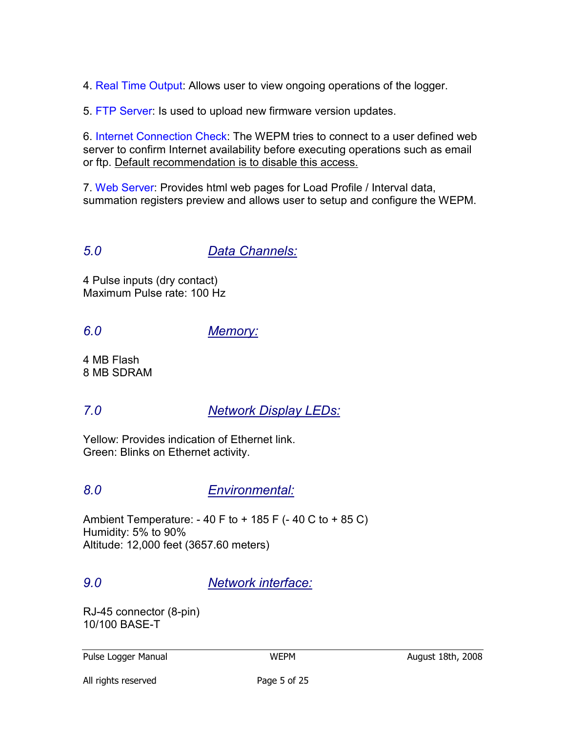4. Real Time Output: Allows user to view ongoing operations of the logger.

5. FTP Server: Is used to upload new firmware version updates.

6. Internet Connection Check: The WEPM tries to connect to a user defined web server to confirm Internet availability before executing operations such as email or ftp. Default recommendation is to disable this access.

7. Web Server: Provides html web pages for Load Profile / Interval data, summation registers preview and allows user to setup and configure the WEPM.

## *5.0 Data Channels:*

4 Pulse inputs (dry contact)
Maximum Pulse rate: 100 Hz

## *6.0 Memory:*

4 MB Flash
8 MB SDRAM

## *7.0 Network Display LEDs:*

Yellow: Provides indication of Ethernet link.
Green: Blinks on Ethernet activity.

## *8.0 Environmental:*

Ambient Temperature: - 40 F to + 185 F (- 40 C to + 85 C)
Humidity: 5% to 90%
Altitude: 12,000 feet (3657.60 meters)

## *9.0 Network interface:*

RJ-45 connector (8-pin)
10/100 BASE-T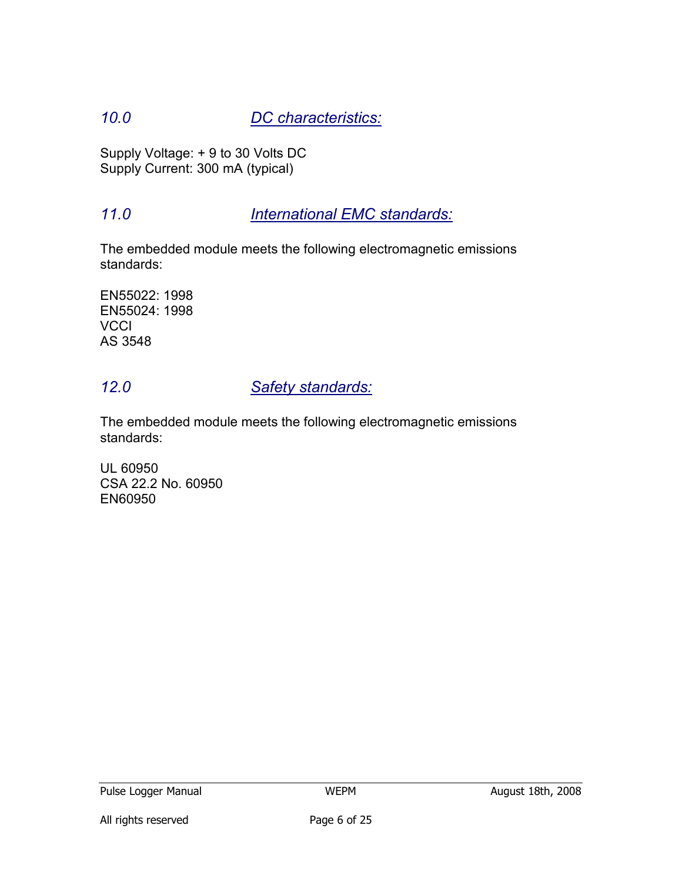## *10.0 DC characteristics:*

Supply Voltage: + 9 to 30 Volts DC
Supply Current: 300 mA (typical)

## *11.0 International EMC standards:*

The embedded module meets the following electromagnetic emissions standards:

EN55022: 1998
EN55024: 1998
VCCI
AS 3548

## *12.0 Safety standards:*

The embedded module meets the following electromagnetic emissions standards:

UL 60950
CSA 22.2 No. 60950
EN60950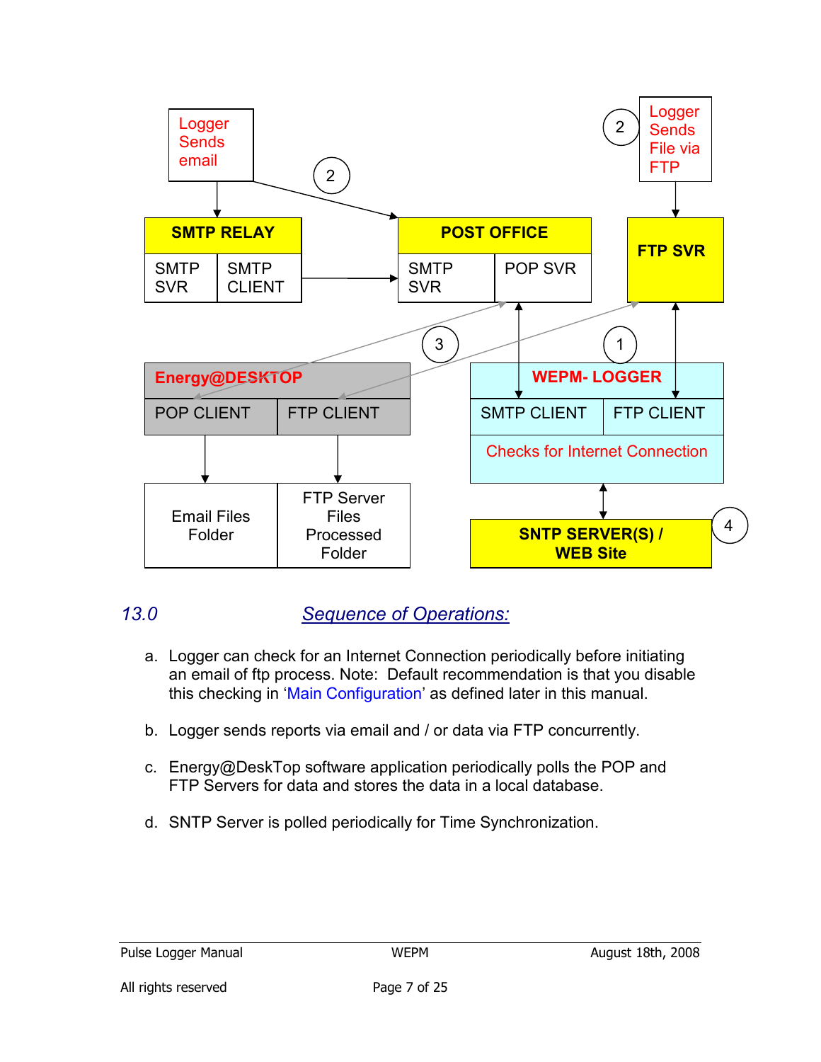Logger Sends email

Logger Sends File via FTP

**SMTP RELAY**

SMTP SVR | SMTP CLIENT

**POST OFFICE**

SMTP SVR | POP SVR

**FTP SVR**

**Energy@DESKTOP**

POP CLIENT | FTP CLIENT

Email Files Folder | FTP Server Files Processed Folder

**WEPM- LOGGER**

SMTP CLIENT | FTP CLIENT

Checks for Internet Connection

**SNTP SERVER(S) / WEB Site**

## 13.0 Sequence of Operations:

a. Logger can check for an Internet Connection periodically before initiating an email of ftp process. Note: Default recommendation is that you disable this checking in 'Main Configuration' as defined later in this manual.

b. Logger sends reports via email and / or data via FTP concurrently.

c. Energy@DeskTop software application periodically polls the POP and FTP Servers for data and stores the data in a local database.

d. SNTP Server is polled periodically for Time Synchronization.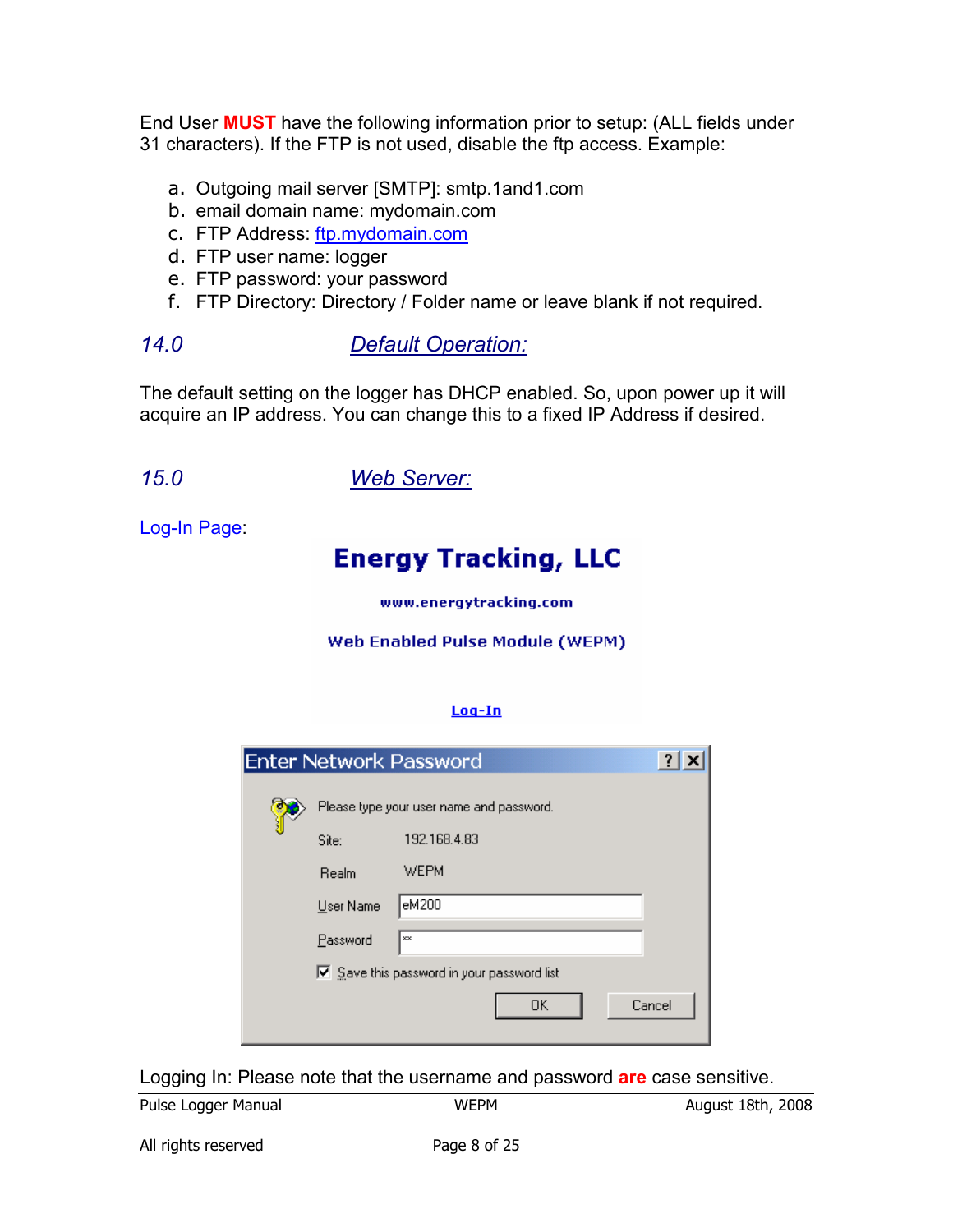End User **MUST** have the following information prior to setup: (ALL fields under 31 characters). If the FTP is not used, disable the ftp access. Example:

a. Outgoing mail server [SMTP]: smtp.1and1.com
b. email domain name: mydomain.com
c. FTP Address: ftp.mydomain.com
d. FTP user name: logger
e. FTP password: your password
f. FTP Directory: Directory / Folder name or leave blank if not required.

## 14.0 Default Operation:

The default setting on the logger has DHCP enabled. So, upon power up it will acquire an IP address. You can change this to a fixed IP Address if desired.

## 15.0 Web Server:

Log-In Page:

**Energy Tracking, LLC**

www.energytracking.com

Web Enabled Pulse Module (WEPM)

Log-In

Enter Network Password

Please type your user name and password.

Site: 192.168.4.83

Realm WEPM

User Name eM200

Password **

Save this password in your password list

OK Cancel

Logging In: Please note that the username and password **are** case sensitive.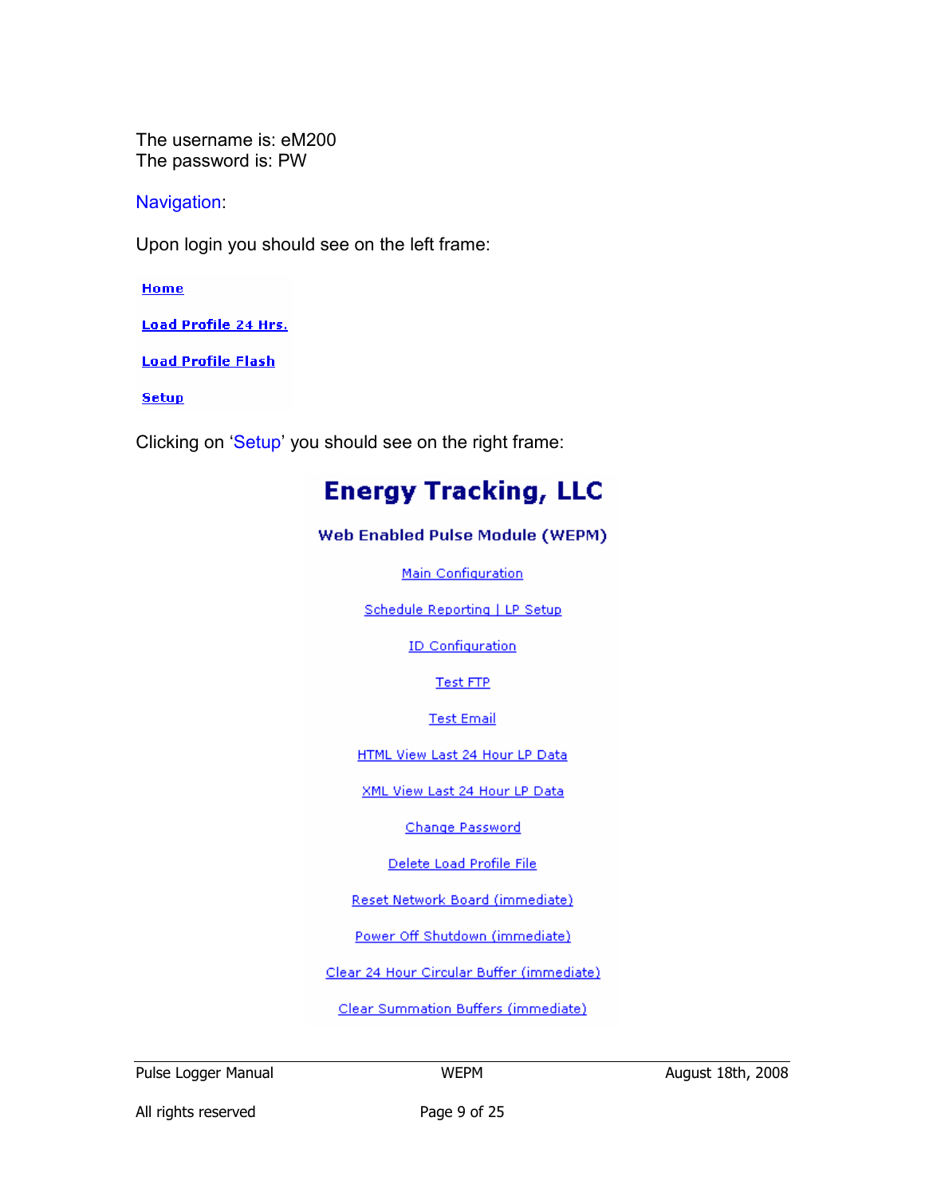The username is: eM200
The password is: PW

Navigation:

Upon login you should see on the left frame:

**Home**

**Load Profile 24 Hrs.**

**Load Profile Flash**

**Setup**

Clicking on 'Setup' you should see on the right frame:

# Energy Tracking, LLC

### Web Enabled Pulse Module (WEPM)

Main Configuration

Schedule Reporting | LP Setup

ID Configuration

Test FTP

Test Email

HTML View Last 24 Hour LP Data

XML View Last 24 Hour LP Data

Change Password

Delete Load Profile File

Reset Network Board (immediate)

Power Off Shutdown (immediate)

Clear 24 Hour Circular Buffer (immediate)

Clear Summation Buffers (immediate)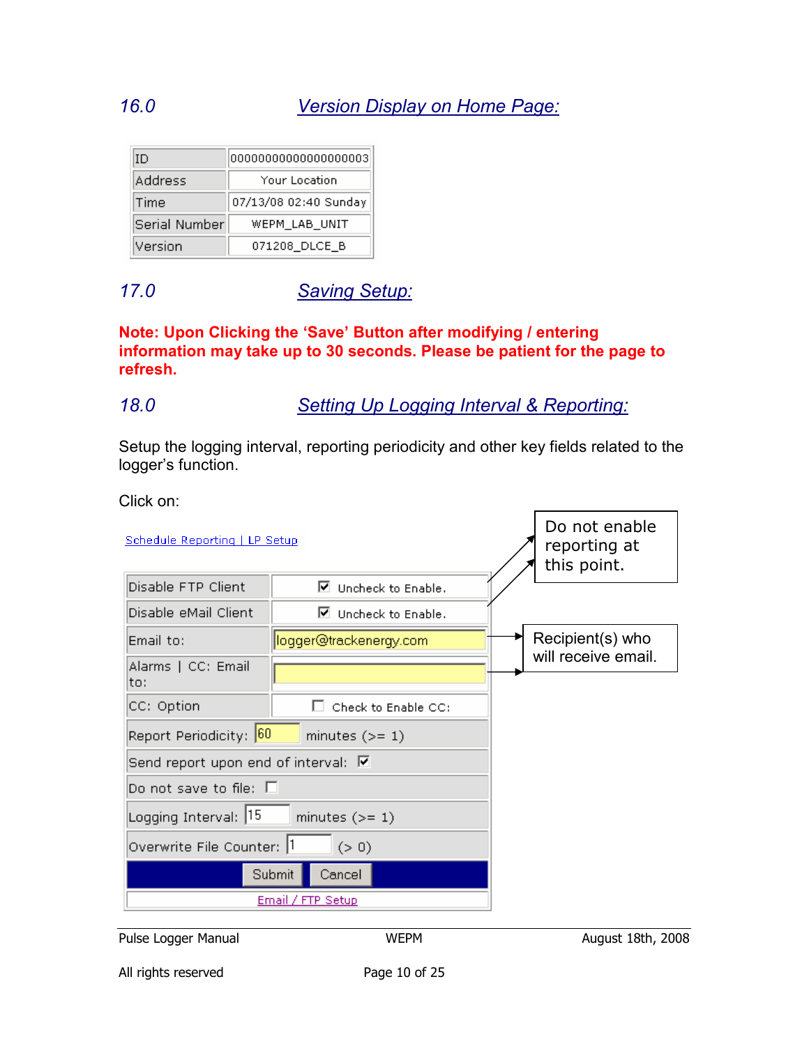## 16.0 Version Display on Home Page:

| ID | 00000000000000000003 |
|---|---|
| Address | Your Location |
| Time | 07/13/08 02:40 Sunday |
| Serial Number | WEPM_LAB_UNIT |
| Version | 071208_DLCE_B |

## 17.0 Saving Setup:

**Note: Upon Clicking the 'Save' Button after modifying / entering information may take up to 30 seconds. Please be patient for the page to refresh.**

## 18.0 Setting Up Logging Interval & Reporting:

Setup the logging interval, reporting periodicity and other key fields related to the logger's function.

Click on:

Schedule Reporting | LP Setup

| Field | Value |
|---|---|
| Disable FTP Client | ☑ Uncheck to Enable. |
| Disable eMail Client | ☑ Uncheck to Enable. |
| Email to: | logger@trackenergy.com |
| Alarms \| CC: Email to: | |
| CC: Option | ☐ Check to Enable CC: |
| Report Periodicity: 60 minutes (>= 1) | |
| Send report upon end of interval: ☑ | |
| Do not save to file: ☐ | |
| Logging Interval: 15 minutes (>= 1) | |
| Overwrite File Counter: 1 (> 0) | |
| Submit / Cancel | |
| Email / FTP Setup | |

Do not enable reporting at this point. (Disable FTP Client, Disable eMail Client)

Recipient(s) who will receive email. (Email to, Alarms | CC: Email to)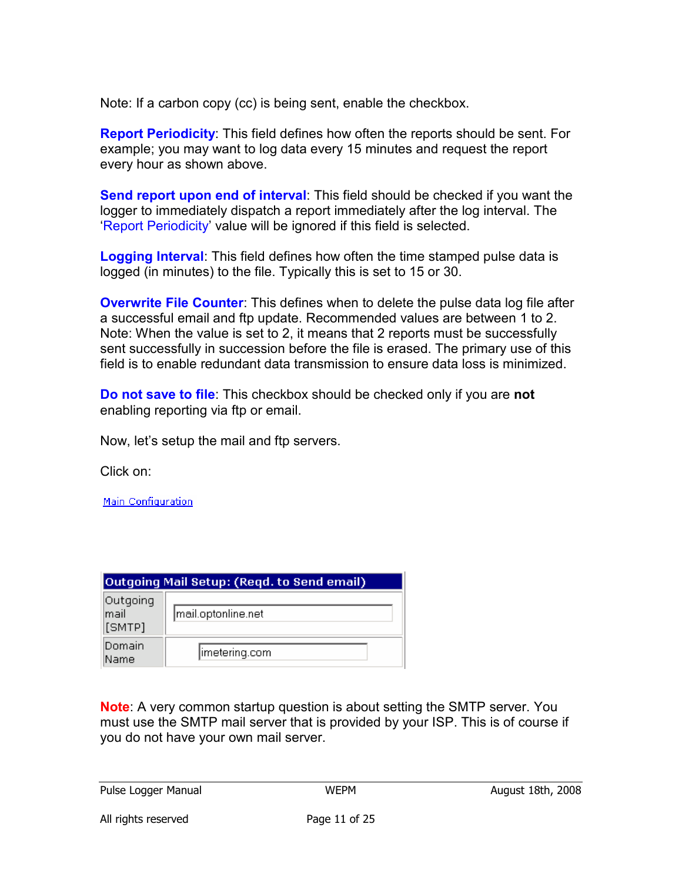Note: If a carbon copy (cc) is being sent, enable the checkbox.

**Report Periodicity**: This field defines how often the reports should be sent. For example; you may want to log data every 15 minutes and request the report every hour as shown above.

**Send report upon end of interval**: This field should be checked if you want the logger to immediately dispatch a report immediately after the log interval. The 'Report Periodicity' value will be ignored if this field is selected.

**Logging Interval**: This field defines how often the time stamped pulse data is logged (in minutes) to the file. Typically this is set to 15 or 30.

**Overwrite File Counter**: This defines when to delete the pulse data log file after a successful email and ftp update. Recommended values are between 1 to 2. Note: When the value is set to 2, it means that 2 reports must be successfully sent successfully in succession before the file is erased. The primary use of this field is to enable redundant data transmission to ensure data loss is minimized.

**Do not save to file**: This checkbox should be checked only if you are **not** enabling reporting via ftp or email.

Now, let's setup the mail and ftp servers.

Click on:

Main Configuration

| Outgoing Mail Setup: (Reqd. to Send email) | |
|---|---|
| Outgoing mail [SMTP] | mail.optonline.net |
| Domain Name | imetering.com |

**Note**: A very common startup question is about setting the SMTP server. You must use the SMTP mail server that is provided by your ISP. This is of course if you do not have your own mail server.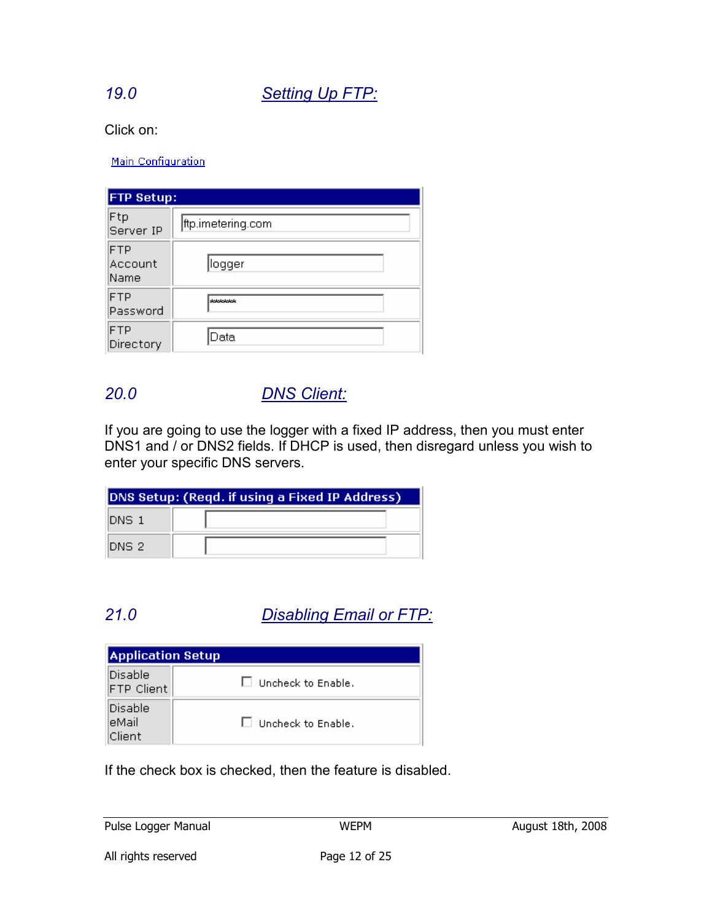## 19.0 Setting Up FTP:

Click on:

Main Configuration

| FTP Setup: | |
|---|---|
| Ftp Server IP | ftp.imetering.com |
| FTP Account Name | logger |
| FTP Password | ****** |
| FTP Directory | Data |

## 20.0 DNS Client:

If you are going to use the logger with a fixed IP address, then you must enter DNS1 and / or DNS2 fields. If DHCP is used, then disregard unless you wish to enter your specific DNS servers.

| DNS Setup: (Reqd. if using a Fixed IP Address) | |
|---|---|
| DNS 1 | |
| DNS 2 | |

## 21.0 Disabling Email or FTP:

| Application Setup | |
|---|---|
| Disable FTP Client | ☐ Uncheck to Enable. |
| Disable eMail Client | ☐ Uncheck to Enable. |

If the check box is checked, then the feature is disabled.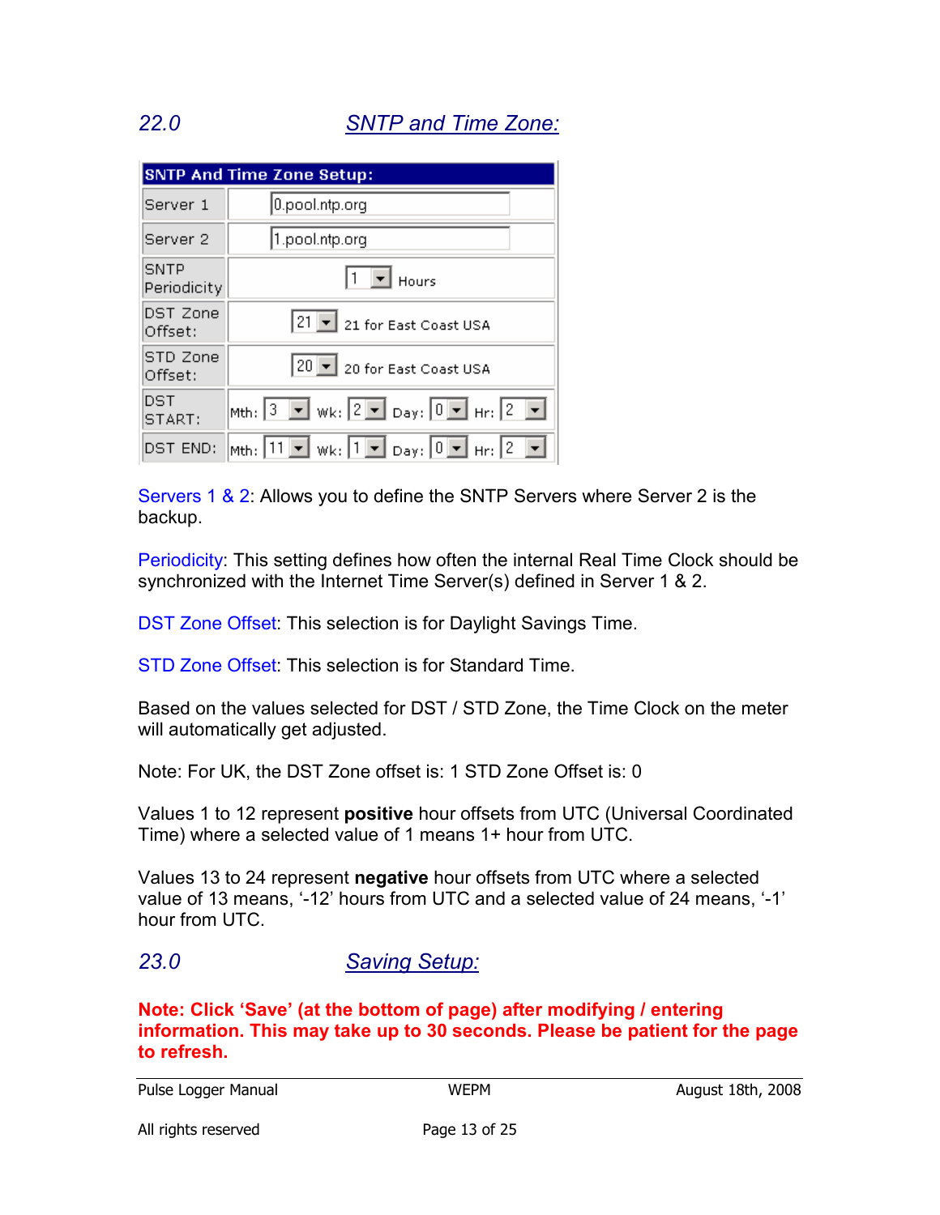## 22.0 SNTP and Time Zone:

| SNTP And Time Zone Setup: | |
|---|---|
| Server 1 | 0.pool.ntp.org |
| Server 2 | 1.pool.ntp.org |
| SNTP Periodicity | 1 Hours |
| DST Zone Offset: | 21 — 21 for East Coast USA |
| STD Zone Offset: | 20 — 20 for East Coast USA |
| DST START: | Mth: 3 Wk: 2 Day: 0 Hr: 2 |
| DST END: | Mth: 11 Wk: 1 Day: 0 Hr: 2 |

Servers 1 & 2: Allows you to define the SNTP Servers where Server 2 is the backup.

Periodicity: This setting defines how often the internal Real Time Clock should be synchronized with the Internet Time Server(s) defined in Server 1 & 2.

DST Zone Offset: This selection is for Daylight Savings Time.

STD Zone Offset: This selection is for Standard Time.

Based on the values selected for DST / STD Zone, the Time Clock on the meter will automatically get adjusted.

Note: For UK, the DST Zone offset is: 1 STD Zone Offset is: 0

Values 1 to 12 represent **positive** hour offsets from UTC (Universal Coordinated Time) where a selected value of 1 means 1+ hour from UTC.

Values 13 to 24 represent **negative** hour offsets from UTC where a selected value of 13 means, '-12' hours from UTC and a selected value of 24 means, '-1' hour from UTC.

## 23.0 Saving Setup:

**Note: Click 'Save' (at the bottom of page) after modifying / entering information. This may take up to 30 seconds. Please be patient for the page to refresh.**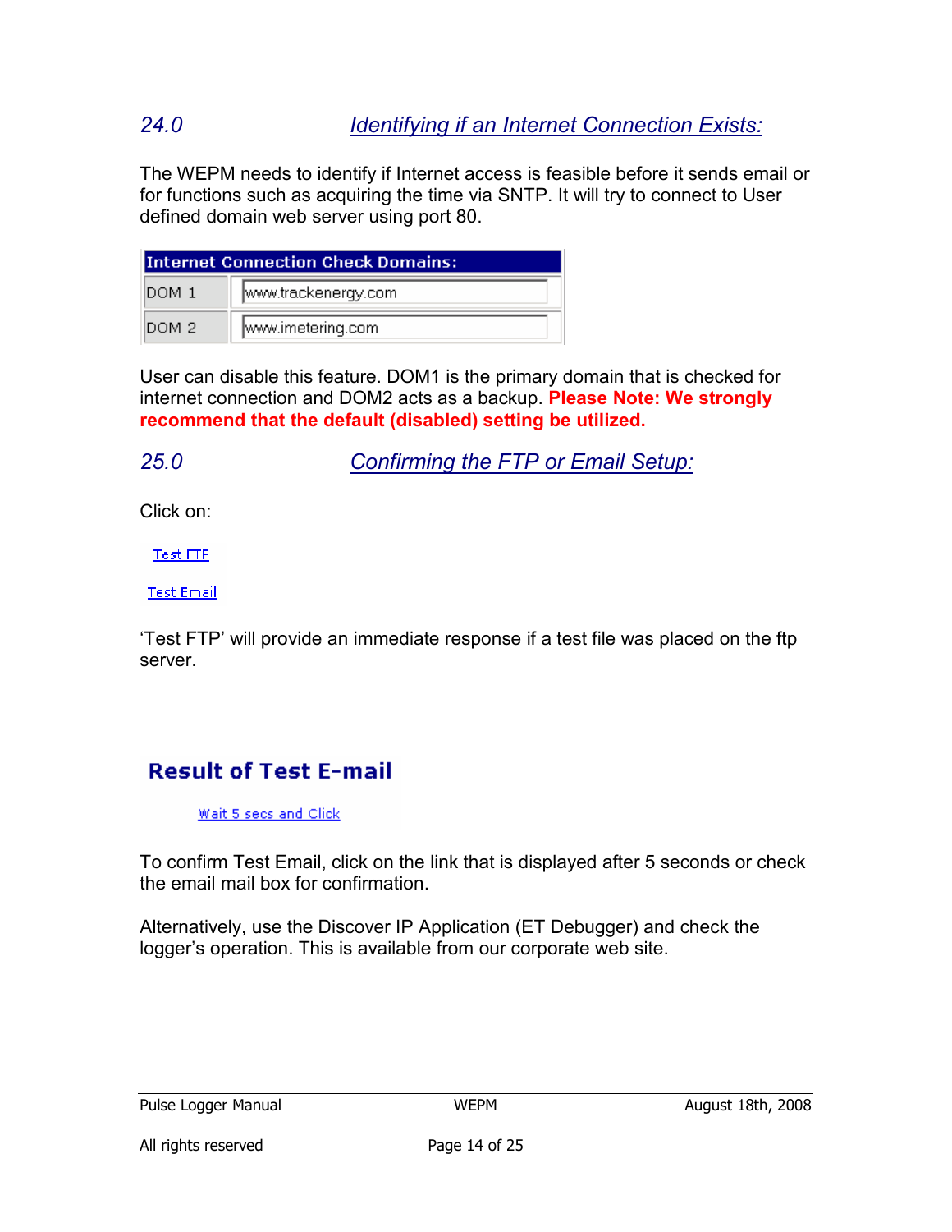## 24.0 Identifying if an Internet Connection Exists:

The WEPM needs to identify if Internet access is feasible before it sends email or for functions such as acquiring the time via SNTP. It will try to connect to User defined domain web server using port 80.

| Internet Connection Check Domains: | |
|---|---|
| DOM 1 | www.trackenergy.com |
| DOM 2 | www.imetering.com |

User can disable this feature. DOM1 is the primary domain that is checked for internet connection and DOM2 acts as a backup. **Please Note: We strongly recommend that the default (disabled) setting be utilized.**

## 25.0 Confirming the FTP or Email Setup:

Click on:

Test FTP

Test Email

'Test FTP' will provide an immediate response if a test file was placed on the ftp server.

**Result of Test E-mail**

Wait 5 secs and Click

To confirm Test Email, click on the link that is displayed after 5 seconds or check the email mail box for confirmation.

Alternatively, use the Discover IP Application (ET Debugger) and check the logger's operation. This is available from our corporate web site.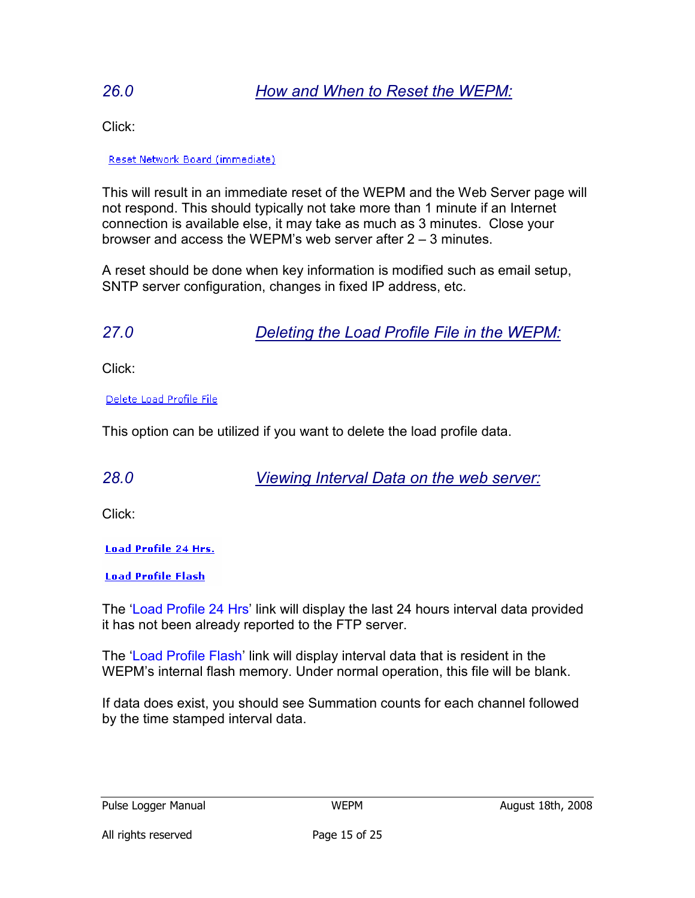## 26.0 How and When to Reset the WEPM:

Click:

Reset Network Board (immediate)

This will result in an immediate reset of the WEPM and the Web Server page will not respond. This should typically not take more than 1 minute if an Internet connection is available else, it may take as much as 3 minutes. Close your browser and access the WEPM's web server after 2 – 3 minutes.

A reset should be done when key information is modified such as email setup, SNTP server configuration, changes in fixed IP address, etc.

## 27.0 Deleting the Load Profile File in the WEPM:

Click:

Delete Load Profile File

This option can be utilized if you want to delete the load profile data.

## 28.0 Viewing Interval Data on the web server:

Click:

**Load Profile 24 Hrs.**

**Load Profile Flash**

The 'Load Profile 24 Hrs' link will display the last 24 hours interval data provided it has not been already reported to the FTP server.

The 'Load Profile Flash' link will display interval data that is resident in the WEPM's internal flash memory. Under normal operation, this file will be blank.

If data does exist, you should see Summation counts for each channel followed by the time stamped interval data.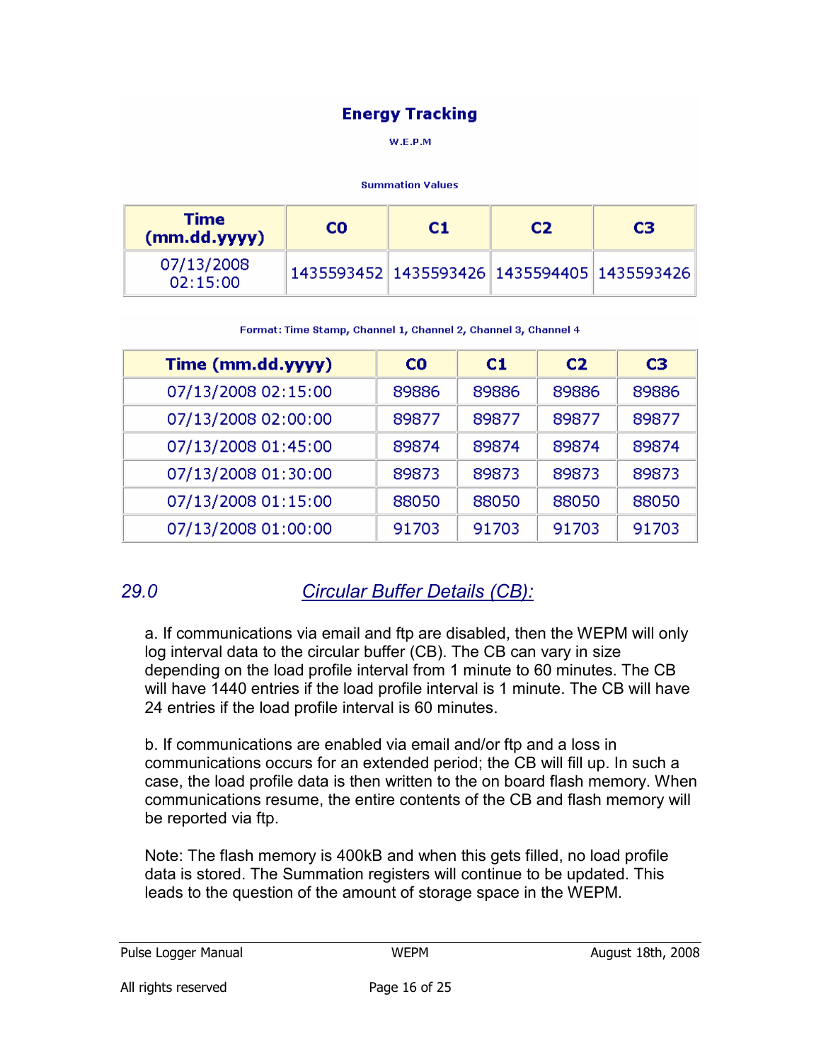**Energy Tracking**

W.E.P.M

Summation Values

| Time (mm.dd.yyyy) | C0 | C1 | C2 | C3 |
|---|---|---|---|---|
| 07/13/2008 02:15:00 | 1435593452 | 1435593426 | 1435594405 | 1435593426 |

Format: Time Stamp, Channel 1, Channel 2, Channel 3, Channel 4

| Time (mm.dd.yyyy) | C0 | C1 | C2 | C3 |
|---|---|---|---|---|
| 07/13/2008 02:15:00 | 89886 | 89886 | 89886 | 89886 |
| 07/13/2008 02:00:00 | 89877 | 89877 | 89877 | 89877 |
| 07/13/2008 01:45:00 | 89874 | 89874 | 89874 | 89874 |
| 07/13/2008 01:30:00 | 89873 | 89873 | 89873 | 89873 |
| 07/13/2008 01:15:00 | 88050 | 88050 | 88050 | 88050 |
| 07/13/2008 01:00:00 | 91703 | 91703 | 91703 | 91703 |

## 29.0 Circular Buffer Details (CB):

a. If communications via email and ftp are disabled, then the WEPM will only log interval data to the circular buffer (CB). The CB can vary in size depending on the load profile interval from 1 minute to 60 minutes. The CB will have 1440 entries if the load profile interval is 1 minute. The CB will have 24 entries if the load profile interval is 60 minutes.

b. If communications are enabled via email and/or ftp and a loss in communications occurs for an extended period; the CB will fill up. In such a case, the load profile data is then written to the on board flash memory. When communications resume, the entire contents of the CB and flash memory will be reported via ftp.

Note: The flash memory is 400kB and when this gets filled, no load profile data is stored. The Summation registers will continue to be updated. This leads to the question of the amount of storage space in the WEPM.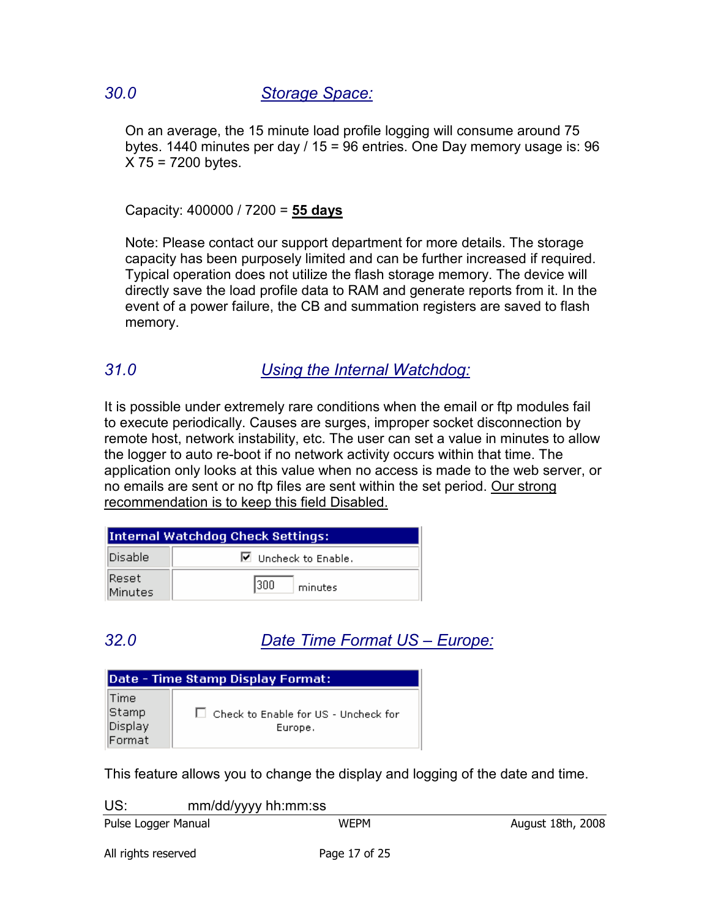## 30.0 Storage Space:

On an average, the 15 minute load profile logging will consume around 75 bytes. 1440 minutes per day / 15 = 96 entries. One Day memory usage is: 96 X 75 = 7200 bytes.

Capacity: 400000 / 7200 = **55 days**

Note: Please contact our support department for more details. The storage capacity has been purposely limited and can be further increased if required. Typical operation does not utilize the flash storage memory. The device will directly save the load profile data to RAM and generate reports from it. In the event of a power failure, the CB and summation registers are saved to flash memory.

## 31.0 Using the Internal Watchdog:

It is possible under extremely rare conditions when the email or ftp modules fail to execute periodically. Causes are surges, improper socket disconnection by remote host, network instability, etc. The user can set a value in minutes to allow the logger to auto re-boot if no network activity occurs within that time. The application only looks at this value when no access is made to the web server, or no emails are sent or no ftp files are sent within the set period. Our strong recommendation is to keep this field Disabled.

| Internal Watchdog Check Settings: | |
|---|---|
| Disable | ☑ Uncheck to Enable. |
| Reset Minutes | 300 minutes |

## 32.0 Date Time Format US – Europe:

| Date - Time Stamp Display Format: | |
|---|---|
| Time Stamp Display Format | ☐ Check to Enable for US - Uncheck for Europe. |

This feature allows you to change the display and logging of the date and time.

US: mm/dd/yyyy hh:mm:ss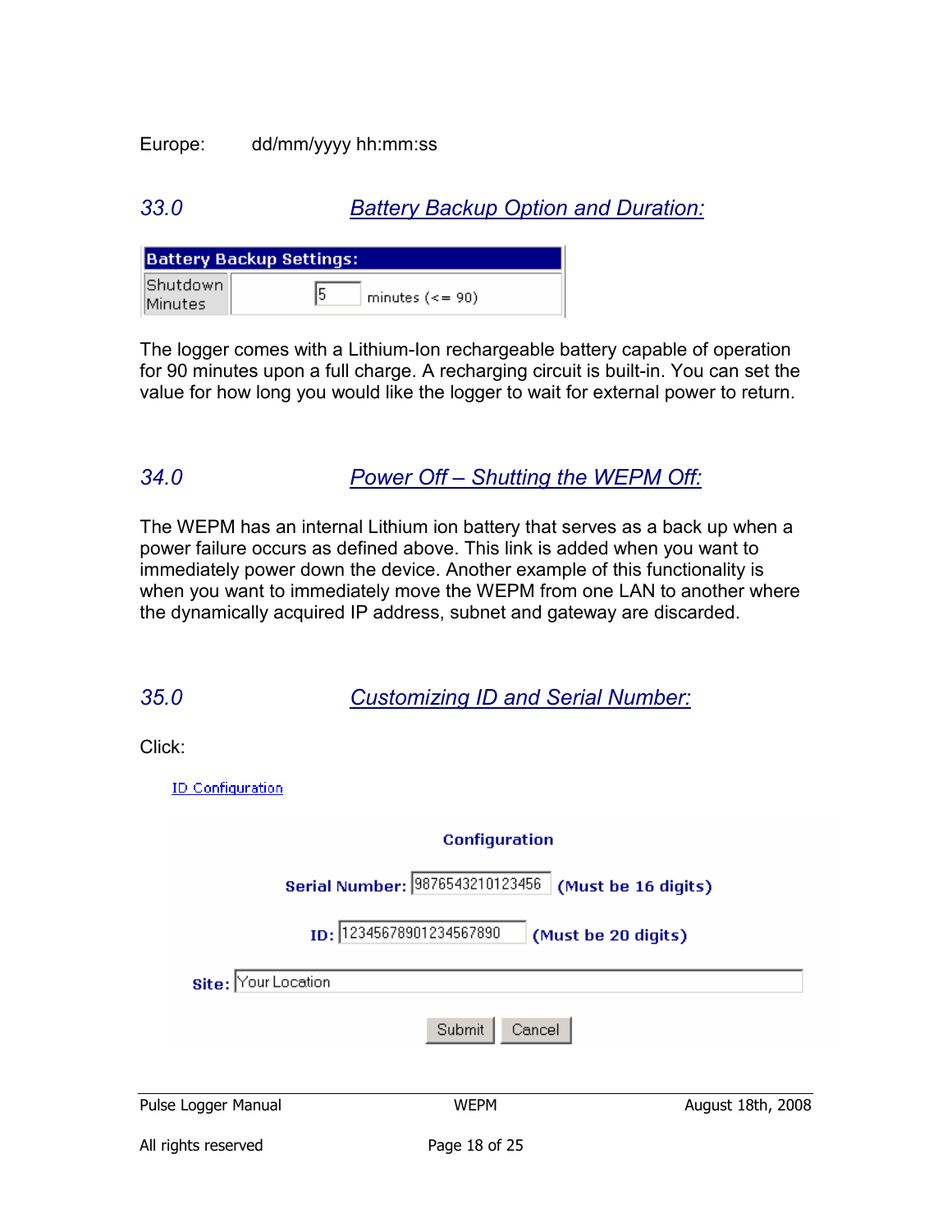Europe: dd/mm/yyyy hh:mm:ss

## 33.0 Battery Backup Option and Duration:

| Battery Backup Settings: | |
|---|---|
| Shutdown Minutes | 5 minutes (<= 90) |

The logger comes with a Lithium-Ion rechargeable battery capable of operation for 90 minutes upon a full charge. A recharging circuit is built-in. You can set the value for how long you would like the logger to wait for external power to return.

## 34.0 Power Off – Shutting the WEPM Off:

The WEPM has an internal Lithium ion battery that serves as a back up when a power failure occurs as defined above. This link is added when you want to immediately power down the device. Another example of this functionality is when you want to immediately move the WEPM from one LAN to another where the dynamically acquired IP address, subnet and gateway are discarded.

## 35.0 Customizing ID and Serial Number:

Click:

ID Configuration

**Configuration**

**Serial Number:** 9876543210123456 **(Must be 16 digits)**

**ID:** 12345678901234567890 **(Must be 20 digits)**

**Site:** Your Location

Submit  Cancel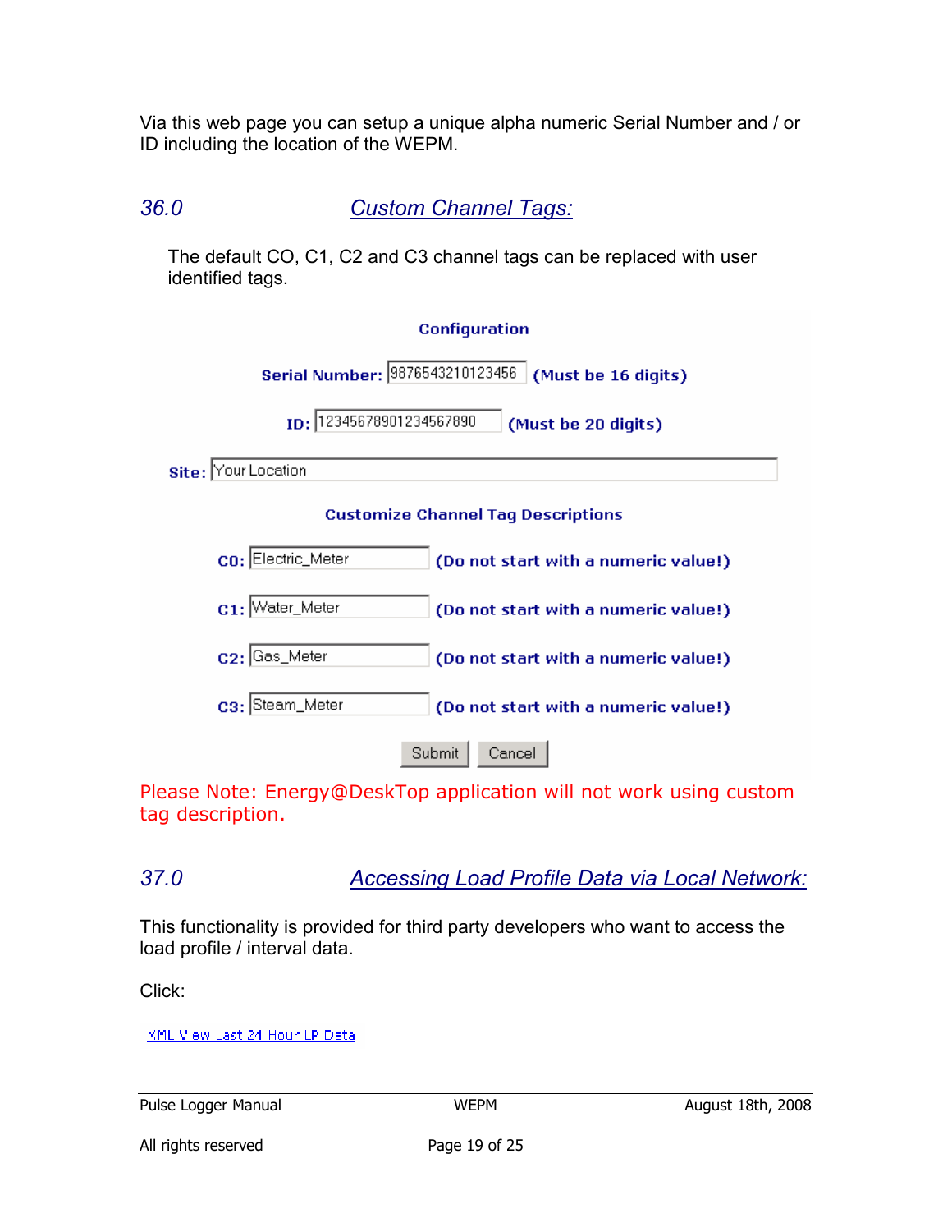Via this web page you can setup a unique alpha numeric Serial Number and / or ID including the location of the WEPM.

## 36.0 Custom Channel Tags:

The default CO, C1, C2 and C3 channel tags can be replaced with user identified tags.

**Configuration**

**Serial Number:** 9876543210123456 **(Must be 16 digits)**

**ID:** 12345678901234567890 **(Must be 20 digits)**

**Site:** Your Location

**Customize Channel Tag Descriptions**

**C0:** Electric_Meter **(Do not start with a numeric value!)**

**C1:** Water_Meter **(Do not start with a numeric value!)**

**C2:** Gas_Meter **(Do not start with a numeric value!)**

**C3:** Steam_Meter **(Do not start with a numeric value!)**

Submit Cancel

Please Note: Energy@DeskTop application will not work using custom tag description.

## 37.0 Accessing Load Profile Data via Local Network:

This functionality is provided for third party developers who want to access the load profile / interval data.

Click:

XML View Last 24 Hour LP Data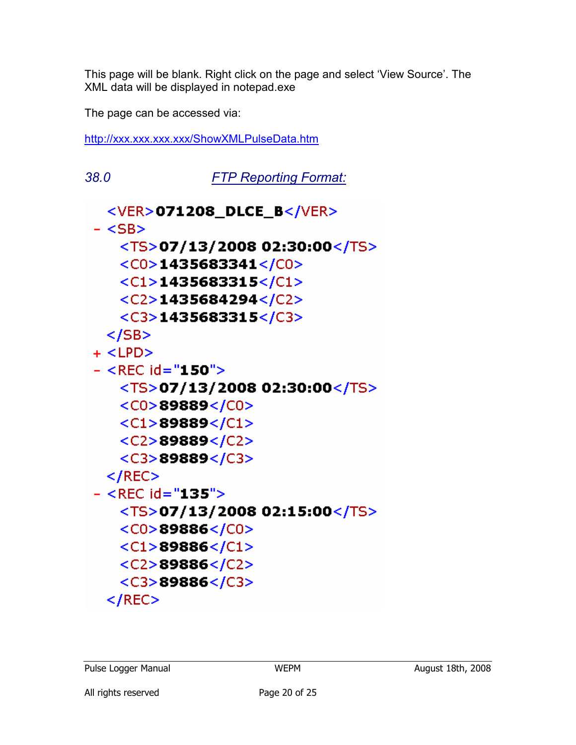This page will be blank. Right click on the page and select 'View Source'. The XML data will be displayed in notepad.exe

The page can be accessed via:

http://xxx.xxx.xxx.xxx/ShowXMLPulseData.htm

## *38.0 FTP Reporting Format:*

```
  <VER>071208_DLCE_B</VER>
- <SB>
    <TS>07/13/2008 02:30:00</TS>
    <C0>1435683341</C0>
    <C1>1435683315</C1>
    <C2>1435684294</C2>
    <C3>1435683315</C3>
  </SB>
+ <LPD>
- <REC id="150">
    <TS>07/13/2008 02:30:00</TS>
    <C0>89889</C0>
    <C1>89889</C1>
    <C2>89889</C2>
    <C3>89889</C3>
  </REC>
- <REC id="135">
    <TS>07/13/2008 02:15:00</TS>
    <C0>89886</C0>
    <C1>89886</C1>
    <C2>89886</C2>
    <C3>89886</C3>
  </REC>
```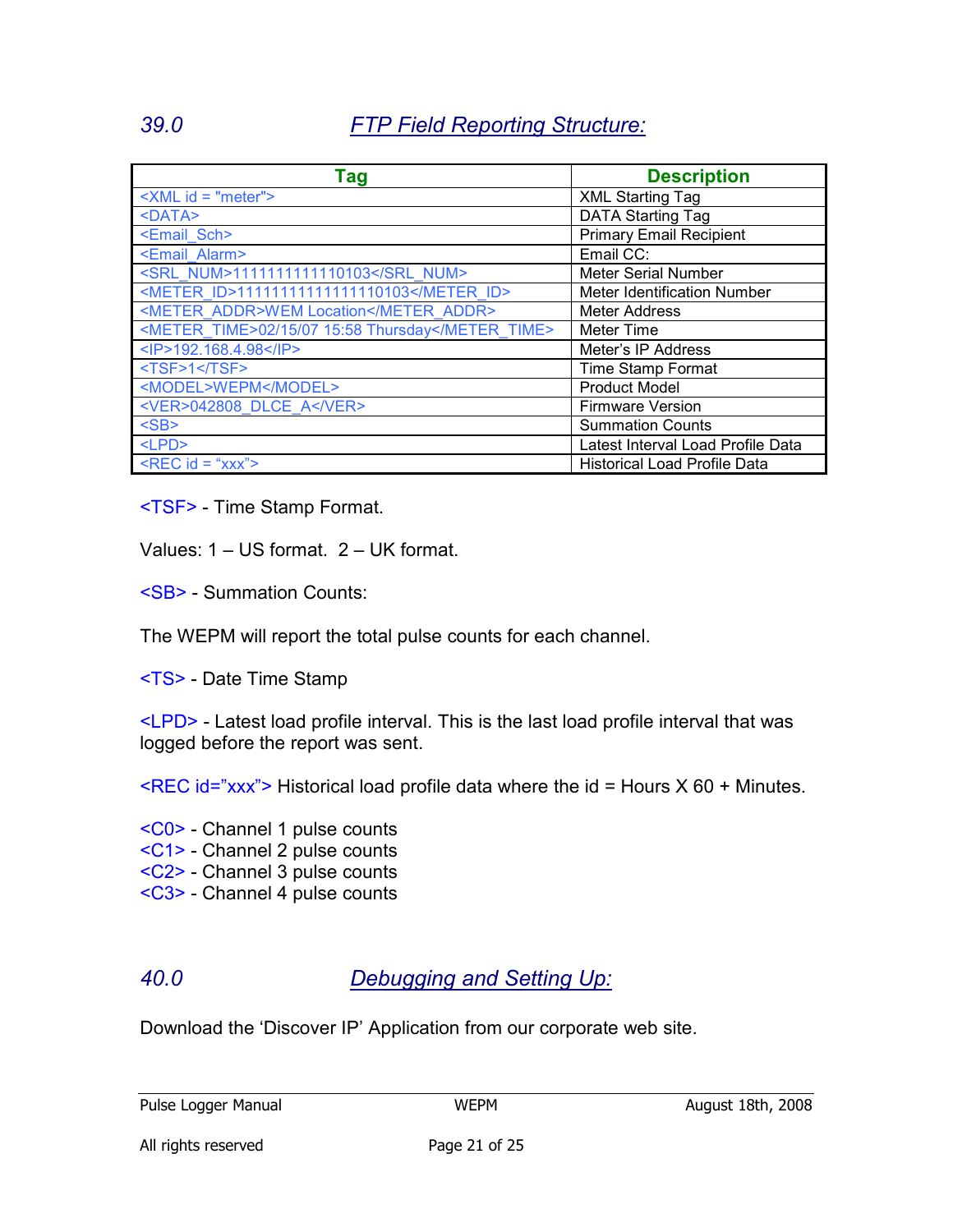## 39.0 FTP Field Reporting Structure:

| Tag | Description |
|---|---|
| <XML id = "meter"> | XML Starting Tag |
| <DATA> | DATA Starting Tag |
| <Email_Sch> | Primary Email Recipient |
| <Email_Alarm> | Email CC: |
| <SRL_NUM>1111111111110103</SRL_NUM> | Meter Serial Number |
| <METER_ID>11111111111111110103</METER_ID> | Meter Identification Number |
| <METER_ADDR>WEM Location</METER_ADDR> | Meter Address |
| <METER_TIME>02/15/07 15:58 Thursday</METER_TIME> | Meter Time |
| <IP>192.168.4.98</IP> | Meter's IP Address |
| <TSF>1</TSF> | Time Stamp Format |
| <MODEL>WEPM</MODEL> | Product Model |
| <VER>042808_DLCE_A</VER> | Firmware Version |
| <SB> | Summation Counts |
| <LPD> | Latest Interval Load Profile Data |
| <REC id = "xxx"> | Historical Load Profile Data |

<TSF> - Time Stamp Format.

Values: 1 – US format.  2 – UK format.

<SB> - Summation Counts:

The WEPM will report the total pulse counts for each channel.

<TS> - Date Time Stamp

<LPD> - Latest load profile interval. This is the last load profile interval that was logged before the report was sent.

<REC id="xxx"> Historical load profile data where the id = Hours X 60 + Minutes.

<C0> - Channel 1 pulse counts  
<C1> - Channel 2 pulse counts  
<C2> - Channel 3 pulse counts  
<C3> - Channel 4 pulse counts

## 40.0 Debugging and Setting Up:

Download the 'Discover IP' Application from our corporate web site.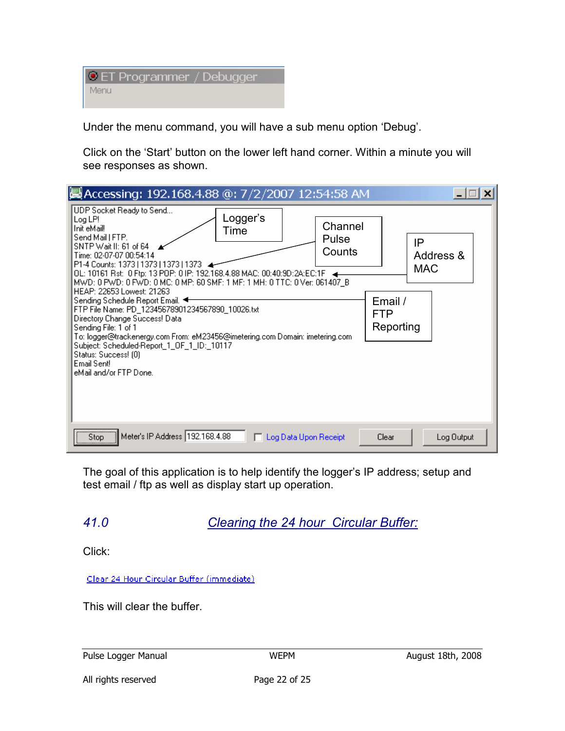ET Programmer / Debugger

Menu

Under the menu command, you will have a sub menu option ‘Debug’.

Click on the ‘Start’ button on the lower left hand corner. Within a minute you will see responses as shown.

Accessing: 192.168.4.88 @: 7/2/2007 12:54:58 AM

```
UDP Socket Ready to Send...
Log LP!
Init eMail!
Send Mail | FTP.
SNTP Wait II: 61 of 64
Time: 02-07-07 00:54:14
P1-4 Counts: 1373 | 1373 | 1373 | 1373
OL: 10161 Rst: 0 Ftp: 13 POP: 0 IP: 192.168.4.88 MAC: 00:40:9D:2A:EC:1F
MWD: 0 PWD: 0 FWD: 0 MC: 0 MP: 60 SMF: 1 MF: 1 MH: 0 TTC: 0 Ver: 061407_B
HEAP: 22653 Lowest: 21263
Sending Schedule Report Email.
FTP File Name: PD_12345678901234567890_10026.txt
Directory Change Success! Data
Sending File: 1 of 1
To: logger@trackenergy.com From: eM23456@imetering.com Domain: imetering.com
Subject: Scheduled-Report_1_OF_1_ID:_10117
Status: Success! (0)
Email Sent!
eMail and/or FTP Done.
```

Logger’s Time | Channel Pulse Counts | IP Address & MAC | Email / FTP Reporting

Stop | Meter's IP Address 192.168.4.88 | Log Data Upon Receipt | Clear | Log Output

The goal of this application is to help identify the logger’s IP address; setup and test email / ftp as well as display start up operation.

## 41.0 Clearing the 24 hour Circular Buffer:

Click:

Clear 24 Hour Circular Buffer (immediate)

This will clear the buffer.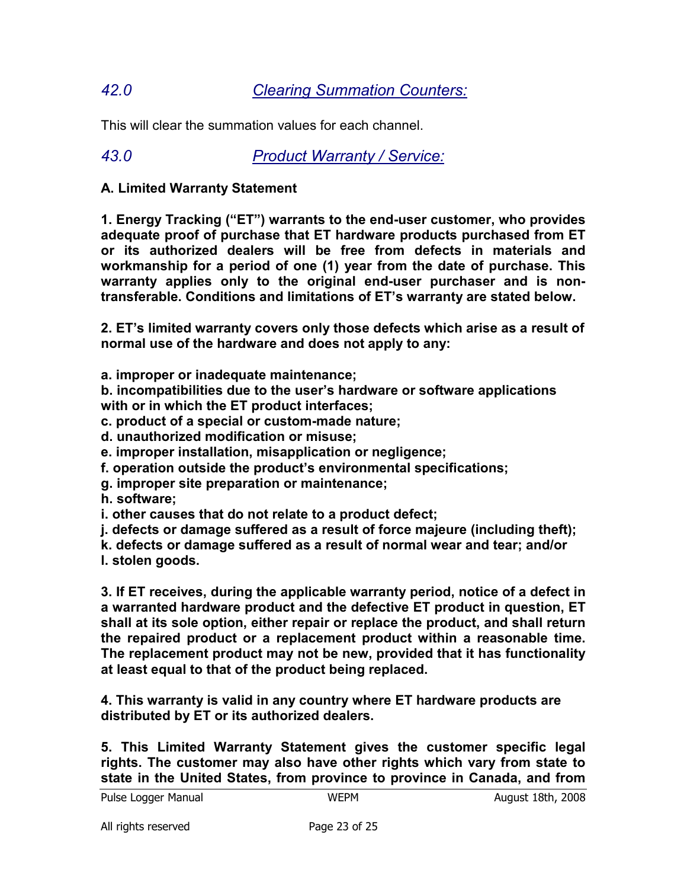## *42.0 Clearing Summation Counters:*

This will clear the summation values for each channel.

## *43.0 Product Warranty / Service:*

**A. Limited Warranty Statement**

**1. Energy Tracking ("ET") warrants to the end-user customer, who provides adequate proof of purchase that ET hardware products purchased from ET or its authorized dealers will be free from defects in materials and workmanship for a period of one (1) year from the date of purchase. This warranty applies only to the original end-user purchaser and is non-transferable. Conditions and limitations of ET's warranty are stated below.**

**2. ET's limited warranty covers only those defects which arise as a result of normal use of the hardware and does not apply to any:**

**a. improper or inadequate maintenance;**
**b. incompatibilities due to the user's hardware or software applications with or in which the ET product interfaces;**
**c. product of a special or custom-made nature;**
**d. unauthorized modification or misuse;**
**e. improper installation, misapplication or negligence;**
**f. operation outside the product's environmental specifications;**
**g. improper site preparation or maintenance;**
**h. software;**
**i. other causes that do not relate to a product defect;**
**j. defects or damage suffered as a result of force majeure (including theft);**
**k. defects or damage suffered as a result of normal wear and tear; and/or**
**l. stolen goods.**

**3. If ET receives, during the applicable warranty period, notice of a defect in a warranted hardware product and the defective ET product in question, ET shall at its sole option, either repair or replace the product, and shall return the repaired product or a replacement product within a reasonable time. The replacement product may not be new, provided that it has functionality at least equal to that of the product being replaced.**

**4. This warranty is valid in any country where ET hardware products are distributed by ET or its authorized dealers.**

**5. This Limited Warranty Statement gives the customer specific legal rights. The customer may also have other rights which vary from state to state in the United States, from province to province in Canada, and from**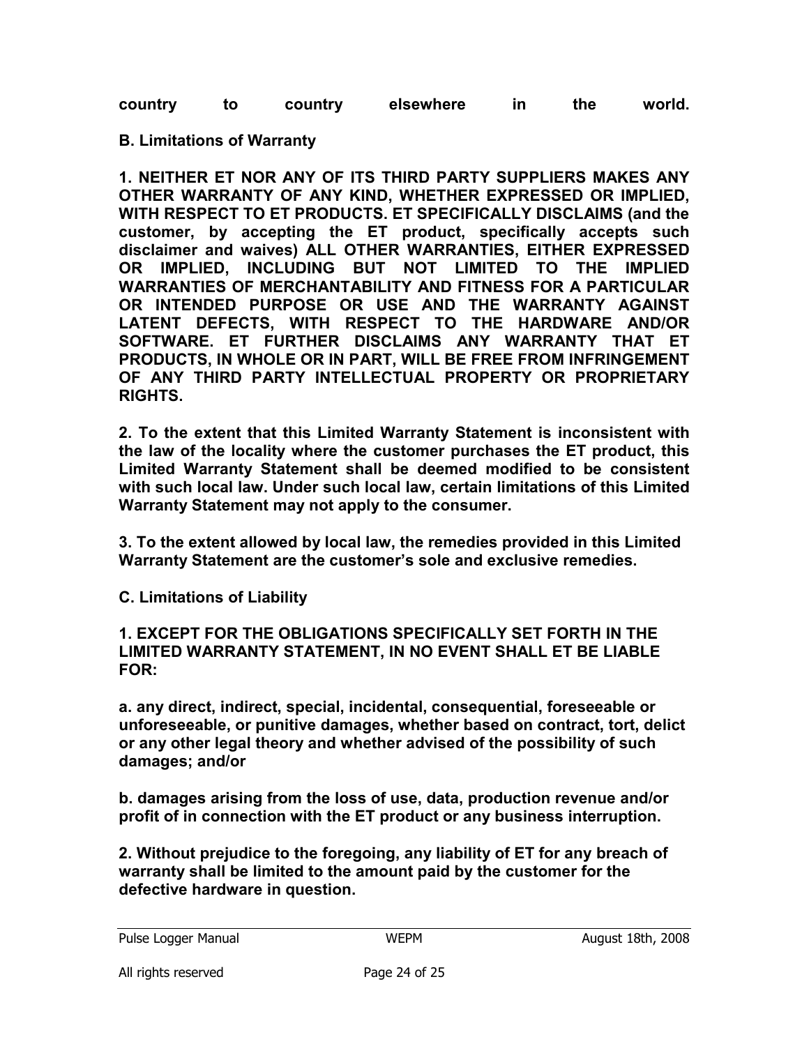**country to country elsewhere in the world.**

**B. Limitations of Warranty**

**1. NEITHER ET NOR ANY OF ITS THIRD PARTY SUPPLIERS MAKES ANY OTHER WARRANTY OF ANY KIND, WHETHER EXPRESSED OR IMPLIED, WITH RESPECT TO ET PRODUCTS. ET SPECIFICALLY DISCLAIMS (and the customer, by accepting the ET product, specifically accepts such disclaimer and waives) ALL OTHER WARRANTIES, EITHER EXPRESSED OR IMPLIED, INCLUDING BUT NOT LIMITED TO THE IMPLIED WARRANTIES OF MERCHANTABILITY AND FITNESS FOR A PARTICULAR OR INTENDED PURPOSE OR USE AND THE WARRANTY AGAINST LATENT DEFECTS, WITH RESPECT TO THE HARDWARE AND/OR SOFTWARE. ET FURTHER DISCLAIMS ANY WARRANTY THAT ET PRODUCTS, IN WHOLE OR IN PART, WILL BE FREE FROM INFRINGEMENT OF ANY THIRD PARTY INTELLECTUAL PROPERTY OR PROPRIETARY RIGHTS.**

**2. To the extent that this Limited Warranty Statement is inconsistent with the law of the locality where the customer purchases the ET product, this Limited Warranty Statement shall be deemed modified to be consistent with such local law. Under such local law, certain limitations of this Limited Warranty Statement may not apply to the consumer.**

**3. To the extent allowed by local law, the remedies provided in this Limited Warranty Statement are the customer's sole and exclusive remedies.**

**C. Limitations of Liability**

**1. EXCEPT FOR THE OBLIGATIONS SPECIFICALLY SET FORTH IN THE LIMITED WARRANTY STATEMENT, IN NO EVENT SHALL ET BE LIABLE FOR:**

**a. any direct, indirect, special, incidental, consequential, foreseeable or unforeseeable, or punitive damages, whether based on contract, tort, delict or any other legal theory and whether advised of the possibility of such damages; and/or**

**b. damages arising from the loss of use, data, production revenue and/or profit of in connection with the ET product or any business interruption.**

**2. Without prejudice to the foregoing, any liability of ET for any breach of warranty shall be limited to the amount paid by the customer for the defective hardware in question.**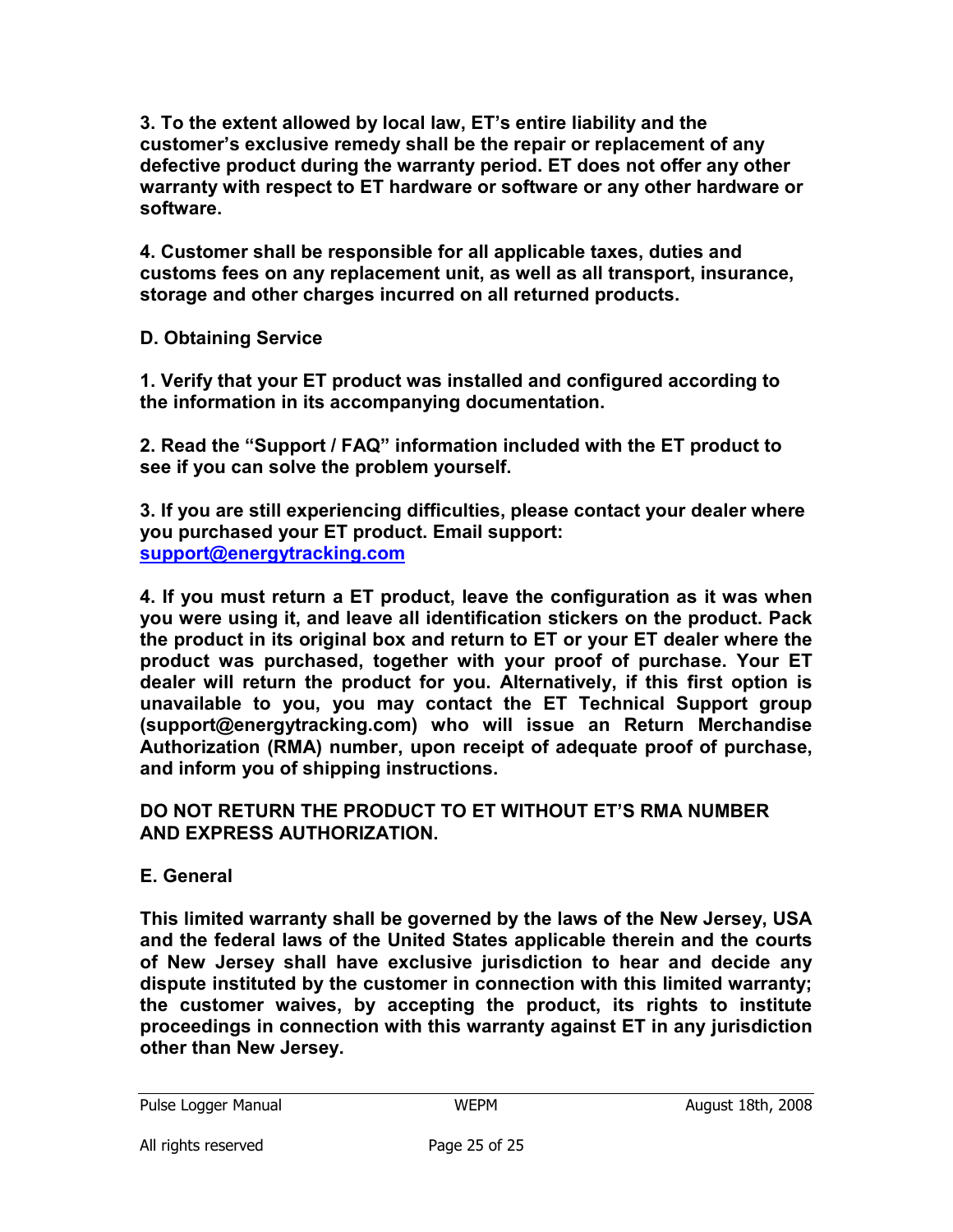**3. To the extent allowed by local law, ET's entire liability and the customer's exclusive remedy shall be the repair or replacement of any defective product during the warranty period. ET does not offer any other warranty with respect to ET hardware or software or any other hardware or software.**

**4. Customer shall be responsible for all applicable taxes, duties and customs fees on any replacement unit, as well as all transport, insurance, storage and other charges incurred on all returned products.**

**D. Obtaining Service**

**1. Verify that your ET product was installed and configured according to the information in its accompanying documentation.**

**2. Read the "Support / FAQ" information included with the ET product to see if you can solve the problem yourself.**

**3. If you are still experiencing difficulties, please contact your dealer where you purchased your ET product. Email support: support@energytracking.com**

**4. If you must return a ET product, leave the configuration as it was when you were using it, and leave all identification stickers on the product. Pack the product in its original box and return to ET or your ET dealer where the product was purchased, together with your proof of purchase. Your ET dealer will return the product for you. Alternatively, if this first option is unavailable to you, you may contact the ET Technical Support group (support@energytracking.com) who will issue an Return Merchandise Authorization (RMA) number, upon receipt of adequate proof of purchase, and inform you of shipping instructions.**

**DO NOT RETURN THE PRODUCT TO ET WITHOUT ET'S RMA NUMBER AND EXPRESS AUTHORIZATION.**

**E. General**

**This limited warranty shall be governed by the laws of the New Jersey, USA and the federal laws of the United States applicable therein and the courts of New Jersey shall have exclusive jurisdiction to hear and decide any dispute instituted by the customer in connection with this limited warranty; the customer waives, by accepting the product, its rights to institute proceedings in connection with this warranty against ET in any jurisdiction other than New Jersey.**